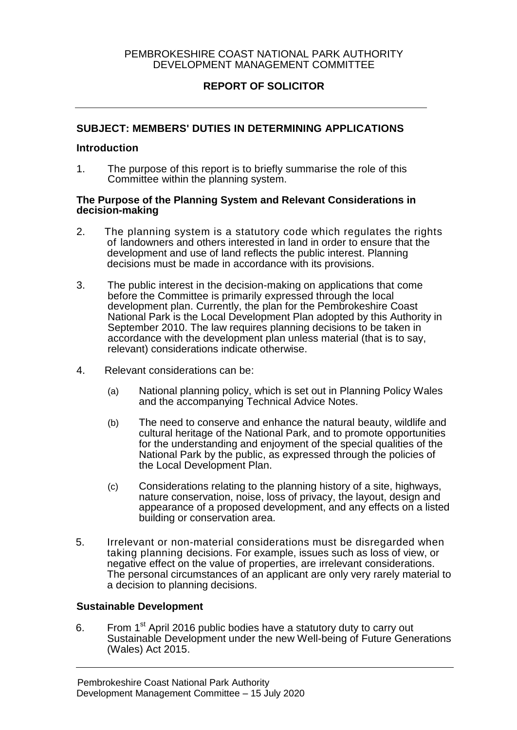PEMBROKESHIRE COAST NATIONAL PARK AUTHORITY
DEVELOPMENT MANAGEMENT COMMITTEE

# REPORT OF SOLICITOR

## SUBJECT: MEMBERS' DUTIES IN DETERMINING APPLICATIONS

### Introduction

1. The purpose of this report is to briefly summarise the role of this Committee within the planning system.

### The Purpose of the Planning System and Relevant Considerations in decision-making

2. The planning system is a statutory code which regulates the rights of landowners and others interested in land in order to ensure that the development and use of land reflects the public interest. Planning decisions must be made in accordance with its provisions.

3. The public interest in the decision-making on applications that come before the Committee is primarily expressed through the local development plan. Currently, the plan for the Pembrokeshire Coast National Park is the Local Development Plan adopted by this Authority in September 2010. The law requires planning decisions to be taken in accordance with the development plan unless material (that is to say, relevant) considerations indicate otherwise.

4. Relevant considerations can be:

   (a) National planning policy, which is set out in Planning Policy Wales and the accompanying Technical Advice Notes.

   (b) The need to conserve and enhance the natural beauty, wildlife and cultural heritage of the National Park, and to promote opportunities for the understanding and enjoyment of the special qualities of the National Park by the public, as expressed through the policies of the Local Development Plan.

   (c) Considerations relating to the planning history of a site, highways, nature conservation, noise, loss of privacy, the layout, design and appearance of a proposed development, and any effects on a listed building or conservation area.

5. Irrelevant or non-material considerations must be disregarded when taking planning decisions. For example, issues such as loss of view, or negative effect on the value of properties, are irrelevant considerations. The personal circumstances of an applicant are only very rarely material to a decision to planning decisions.

### Sustainable Development

6. From 1st April 2016 public bodies have a statutory duty to carry out Sustainable Development under the new Well-being of Future Generations (Wales) Act 2015.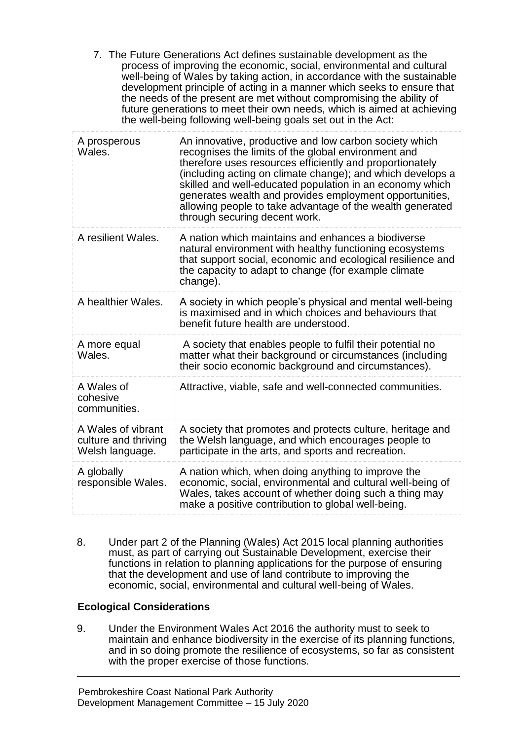7. The Future Generations Act defines sustainable development as the process of improving the economic, social, environmental and cultural well-being of Wales by taking action, in accordance with the sustainable development principle of acting in a manner which seeks to ensure that the needs of the present are met without compromising the ability of future generations to meet their own needs, which is aimed at achieving the well-being following well-being goals set out in the Act:

| | |
|---|---|
| A prosperous Wales. | An innovative, productive and low carbon society which recognises the limits of the global environment and therefore uses resources efficiently and proportionately (including acting on climate change); and which develops a skilled and well-educated population in an economy which generates wealth and provides employment opportunities, allowing people to take advantage of the wealth generated through securing decent work. |
| A resilient Wales. | A nation which maintains and enhances a biodiverse natural environment with healthy functioning ecosystems that support social, economic and ecological resilience and the capacity to adapt to change (for example climate change). |
| A healthier Wales. | A society in which people's physical and mental well-being is maximised and in which choices and behaviours that benefit future health are understood. |
| A more equal Wales. | A society that enables people to fulfil their potential no matter what their background or circumstances (including their socio economic background and circumstances). |
| A Wales of cohesive communities. | Attractive, viable, safe and well-connected communities. |
| A Wales of vibrant culture and thriving Welsh language. | A society that promotes and protects culture, heritage and the Welsh language, and which encourages people to participate in the arts, and sports and recreation. |
| A globally responsible Wales. | A nation which, when doing anything to improve the economic, social, environmental and cultural well-being of Wales, takes account of whether doing such a thing may make a positive contribution to global well-being. |

8. Under part 2 of the Planning (Wales) Act 2015 local planning authorities must, as part of carrying out Sustainable Development, exercise their functions in relation to planning applications for the purpose of ensuring that the development and use of land contribute to improving the economic, social, environmental and cultural well-being of Wales.

**Ecological Considerations**

9. Under the Environment Wales Act 2016 the authority must to seek to maintain and enhance biodiversity in the exercise of its planning functions, and in so doing promote the resilience of ecosystems, so far as consistent with the proper exercise of those functions.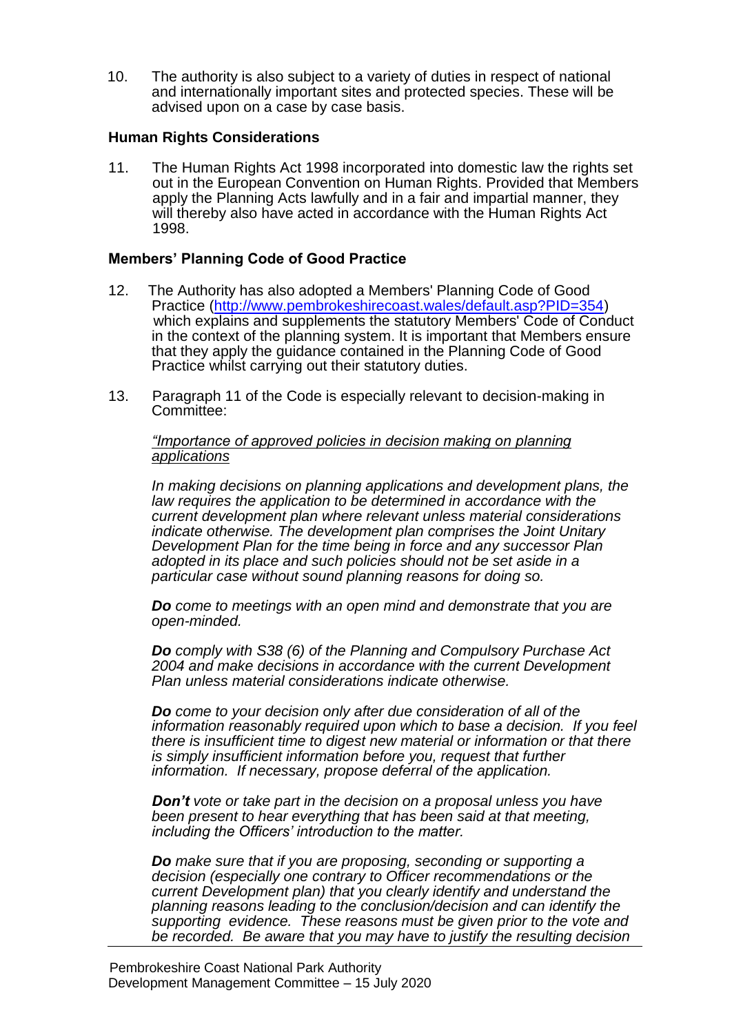10. The authority is also subject to a variety of duties in respect of national and internationally important sites and protected species. These will be advised upon on a case by case basis.

### Human Rights Considerations

11. The Human Rights Act 1998 incorporated into domestic law the rights set out in the European Convention on Human Rights. Provided that Members apply the Planning Acts lawfully and in a fair and impartial manner, they will thereby also have acted in accordance with the Human Rights Act 1998.

### Members' Planning Code of Good Practice

12. The Authority has also adopted a Members' Planning Code of Good Practice (http://www.pembrokeshirecoast.wales/default.asp?PID=354) which explains and supplements the statutory Members' Code of Conduct in the context of the planning system. It is important that Members ensure that they apply the guidance contained in the Planning Code of Good Practice whilst carrying out their statutory duties.

13. Paragraph 11 of the Code is especially relevant to decision-making in Committee:

> *"Importance of approved policies in decision making on planning applications*
>
> *In making decisions on planning applications and development plans, the law requires the application to be determined in accordance with the current development plan where relevant unless material considerations indicate otherwise. The development plan comprises the Joint Unitary Development Plan for the time being in force and any successor Plan adopted in its place and such policies should not be set aside in a particular case without sound planning reasons for doing so.*
>
> ***Do** come to meetings with an open mind and demonstrate that you are open-minded.*
>
> ***Do** comply with S38 (6) of the Planning and Compulsory Purchase Act 2004 and make decisions in accordance with the current Development Plan unless material considerations indicate otherwise.*
>
> ***Do** come to your decision only after due consideration of all of the information reasonably required upon which to base a decision. If you feel there is insufficient time to digest new material or information or that there is simply insufficient information before you, request that further information. If necessary, propose deferral of the application.*
>
> ***Don't** vote or take part in the decision on a proposal unless you have been present to hear everything that has been said at that meeting, including the Officers' introduction to the matter.*
>
> ***Do** make sure that if you are proposing, seconding or supporting a decision (especially one contrary to Officer recommendations or the current Development plan) that you clearly identify and understand the planning reasons leading to the conclusion/decision and can identify the supporting evidence. These reasons must be given prior to the vote and be recorded. Be aware that you may have to justify the resulting decision*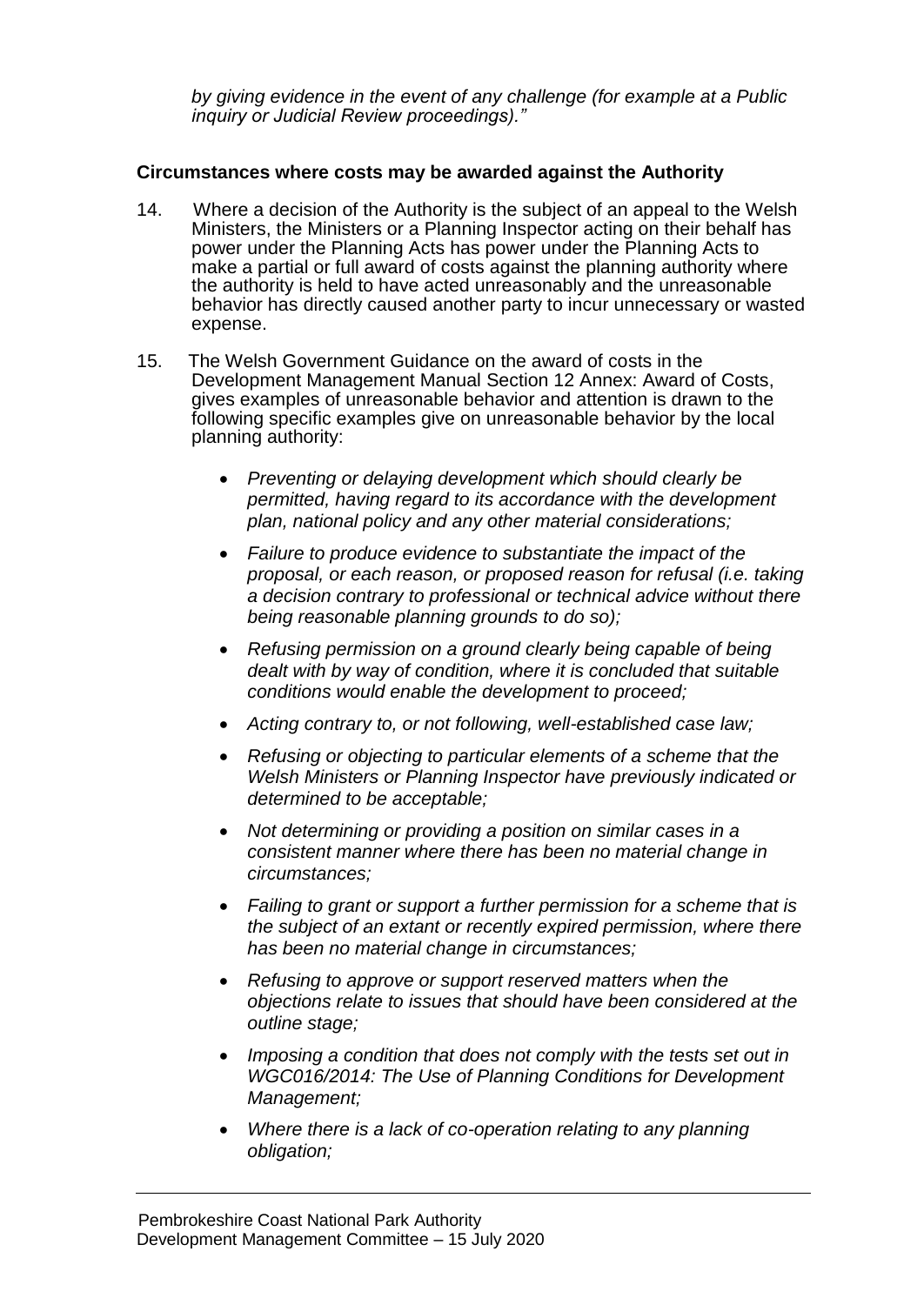*by giving evidence in the event of any challenge (for example at a Public inquiry or Judicial Review proceedings)."*

**Circumstances where costs may be awarded against the Authority**

14. Where a decision of the Authority is the subject of an appeal to the Welsh Ministers, the Ministers or a Planning Inspector acting on their behalf has power under the Planning Acts has power under the Planning Acts to make a partial or full award of costs against the planning authority where the authority is held to have acted unreasonably and the unreasonable behavior has directly caused another party to incur unnecessary or wasted expense.

15. The Welsh Government Guidance on the award of costs in the Development Management Manual Section 12 Annex: Award of Costs, gives examples of unreasonable behavior and attention is drawn to the following specific examples give on unreasonable behavior by the local planning authority:

   - *Preventing or delaying development which should clearly be permitted, having regard to its accordance with the development plan, national policy and any other material considerations;*
   - *Failure to produce evidence to substantiate the impact of the proposal, or each reason, or proposed reason for refusal (i.e. taking a decision contrary to professional or technical advice without there being reasonable planning grounds to do so);*
   - *Refusing permission on a ground clearly being capable of being dealt with by way of condition, where it is concluded that suitable conditions would enable the development to proceed;*
   - *Acting contrary to, or not following, well-established case law;*
   - *Refusing or objecting to particular elements of a scheme that the Welsh Ministers or Planning Inspector have previously indicated or determined to be acceptable;*
   - *Not determining or providing a position on similar cases in a consistent manner where there has been no material change in circumstances;*
   - *Failing to grant or support a further permission for a scheme that is the subject of an extant or recently expired permission, where there has been no material change in circumstances;*
   - *Refusing to approve or support reserved matters when the objections relate to issues that should have been considered at the outline stage;*
   - *Imposing a condition that does not comply with the tests set out in WGC016/2014: The Use of Planning Conditions for Development Management;*
   - *Where there is a lack of co-operation relating to any planning obligation;*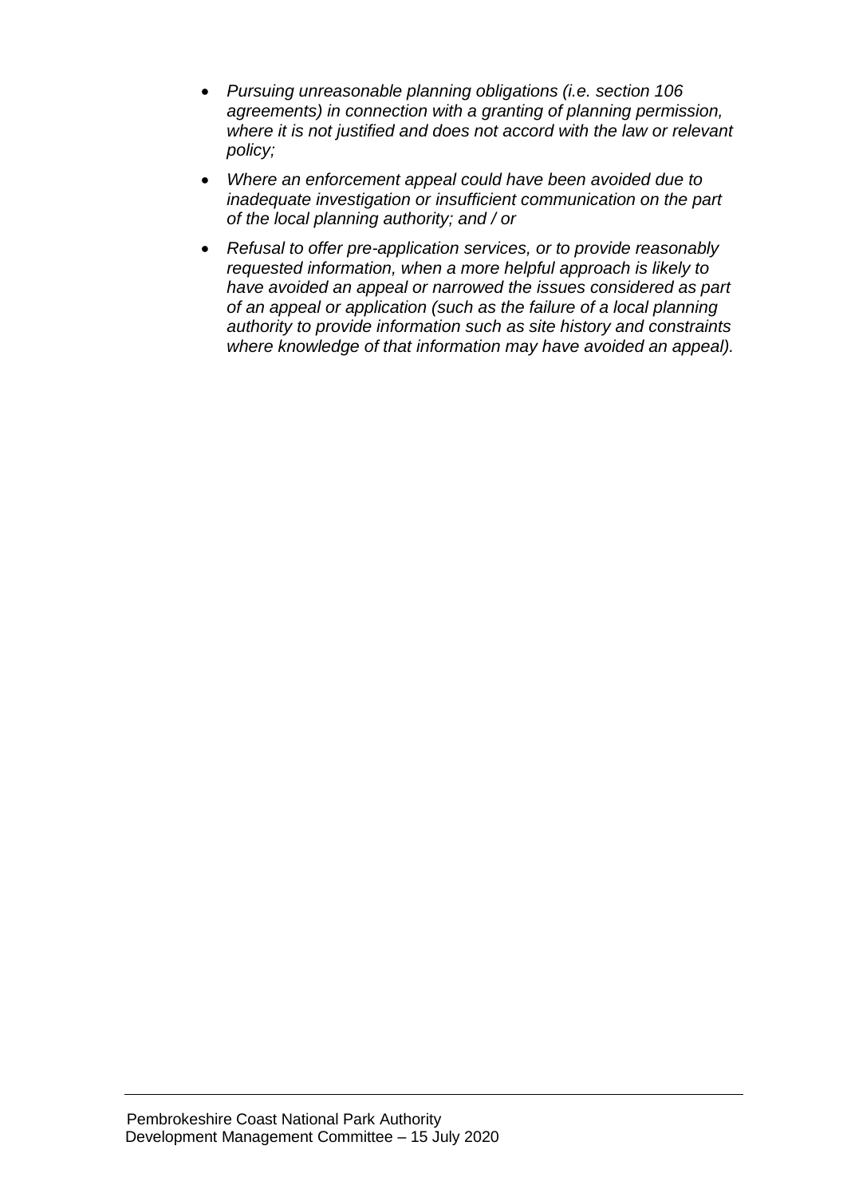- *Pursuing unreasonable planning obligations (i.e. section 106 agreements) in connection with a granting of planning permission, where it is not justified and does not accord with the law or relevant policy;*
- *Where an enforcement appeal could have been avoided due to inadequate investigation or insufficient communication on the part of the local planning authority; and / or*
- *Refusal to offer pre-application services, or to provide reasonably requested information, when a more helpful approach is likely to have avoided an appeal or narrowed the issues considered as part of an appeal or application (such as the failure of a local planning authority to provide information such as site history and constraints where knowledge of that information may have avoided an appeal).*